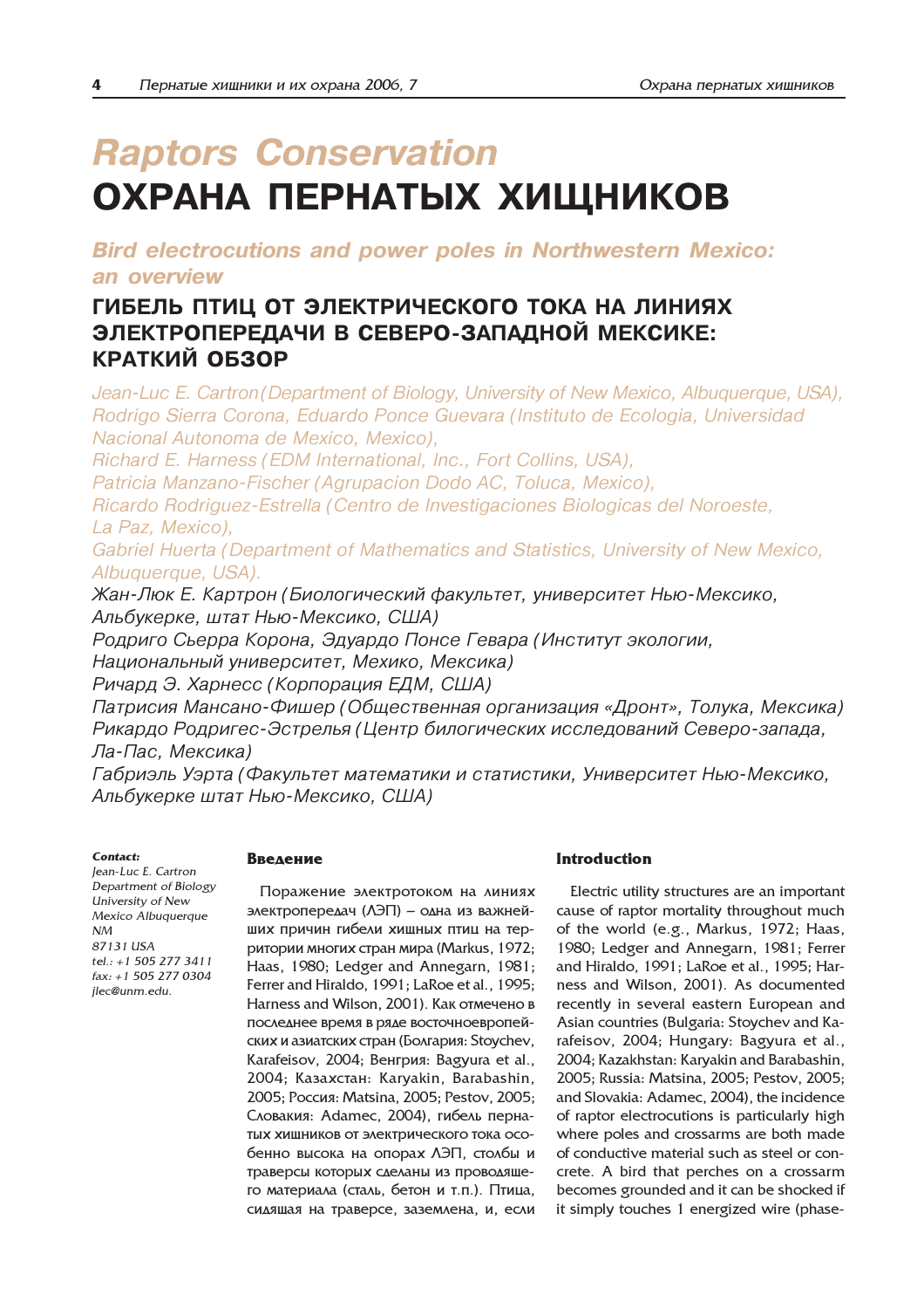# Raptors Conservation

# ОХРАНА ПЕРНАТЫХ ХИЩНИКОВ

## Bird electrocutions and power poles in Northwestern Mexico: an overview

## ГИБЕЛЬ ПТИЦ ОТ ЭЛЕКТРИЧЕСКОГО ТОКА НА ЛИНИЯХ ЭЛЕКТРОПЕРЕДАЧИ В СЕВЕРО-ЗАПАДНОЙ МЕКСИКЕ: КРАТКИЙ ОБЗОР

*Jean-Luc E. Cartron (Department of Biology, University of New Mexico, Albuquerque, USA),*
*Rodrigo Sierra Corona, Eduardo Ponce Guevara (Instituto de Ecologia, Universidad Nacional Autonoma de Mexico, Mexico),*
*Richard E. Harness (EDM International, Inc., Fort Collins, USA),*
*Patricia Manzano-Fischer (Agrupacion Dodo AC, Toluca, Mexico),*
*Ricardo Rodriguez-Estrella (Centro de Investigaciones Biologicas del Noroeste, La Paz, Mexico),*
*Gabriel Huerta (Department of Mathematics and Statistics, University of New Mexico, Albuquerque, USA).*

*Жан-Люк Е. Картрон (Биологический факультет, университет Нью-Мексико, Альбукерке, штат Нью-Мексико, США)*
*Родриго Сьерра Корона, Эдуардо Понсе Гевара (Институт экологии, Национальный университет, Мехико, Мексика)*
*Ричард Э. Харнесс (Корпорация ЕДМ, США)*
*Патрисия Мансано-Фишер (Общественная организация «Дронт», Толука, Мексика)*
*Рикардо Родригес-Эстрелья (Центр билогических исследований Северо-запада, Ла-Пас, Мексика)*
*Габриэль Уэрта (Факультет математики и статистики, Университет Нью-Мексико, Альбукерке штат Нью-Мексико, США)*

***Contact:***
*Jean-Luc E. Cartron*
*Department of Biology*
*University of New Mexico Albuquerque NM*
*87131 USA*
*tel.: +1 505 277 3411*
*fax: +1 505 277 0304*
*jlec@unm.edu.*

### Введение

Поражение электротоком на линиях электропередач (ЛЭП) – одна из важнейших причин гибели хищных птиц на территории многих стран мира (Markus, 1972; Haas, 1980; Ledger and Annegarn, 1981; Ferrer and Hiraldo, 1991; LaRoe et al., 1995; Harness and Wilson, 2001). Как отмечено в последнее время в ряде восточноевропейских и азиатских стран (Болгария: Stoychev, Karafeisov, 2004; Венгрия: Bagyura et al., 2004; Казахстан: Karyakin, Barabashin, 2005; Россия: Matsina, 2005; Pestov, 2005; Словакия: Adamec, 2004), гибель пернатых хищников от электрического тока особенно высока на опорах ЛЭП, столбы и траверсы которых сделаны из проводящего материала (сталь, бетон и т.п.). Птица, сидящая на траверсе, заземлена, и, если

### Introduction

Electric utility structures are an important cause of raptor mortality throughout much of the world (e.g., Markus, 1972; Haas, 1980; Ledger and Annegarn, 1981; Ferrer and Hiraldo, 1991; LaRoe et al., 1995; Harness and Wilson, 2001). As documented recently in several eastern European and Asian countries (Bulgaria: Stoychev and Karafeisov, 2004; Hungary: Bagyura et al., 2004; Kazakhstan: Karyakin and Barabashin, 2005; Russia: Matsina, 2005; Pestov, 2005; and Slovakia: Adamec, 2004), the incidence of raptor electrocutions is particularly high where poles and crossarms are both made of conductive material such as steel or concrete. A bird that perches on a crossarm becomes grounded and it can be shocked if it simply touches 1 energized wire (phase-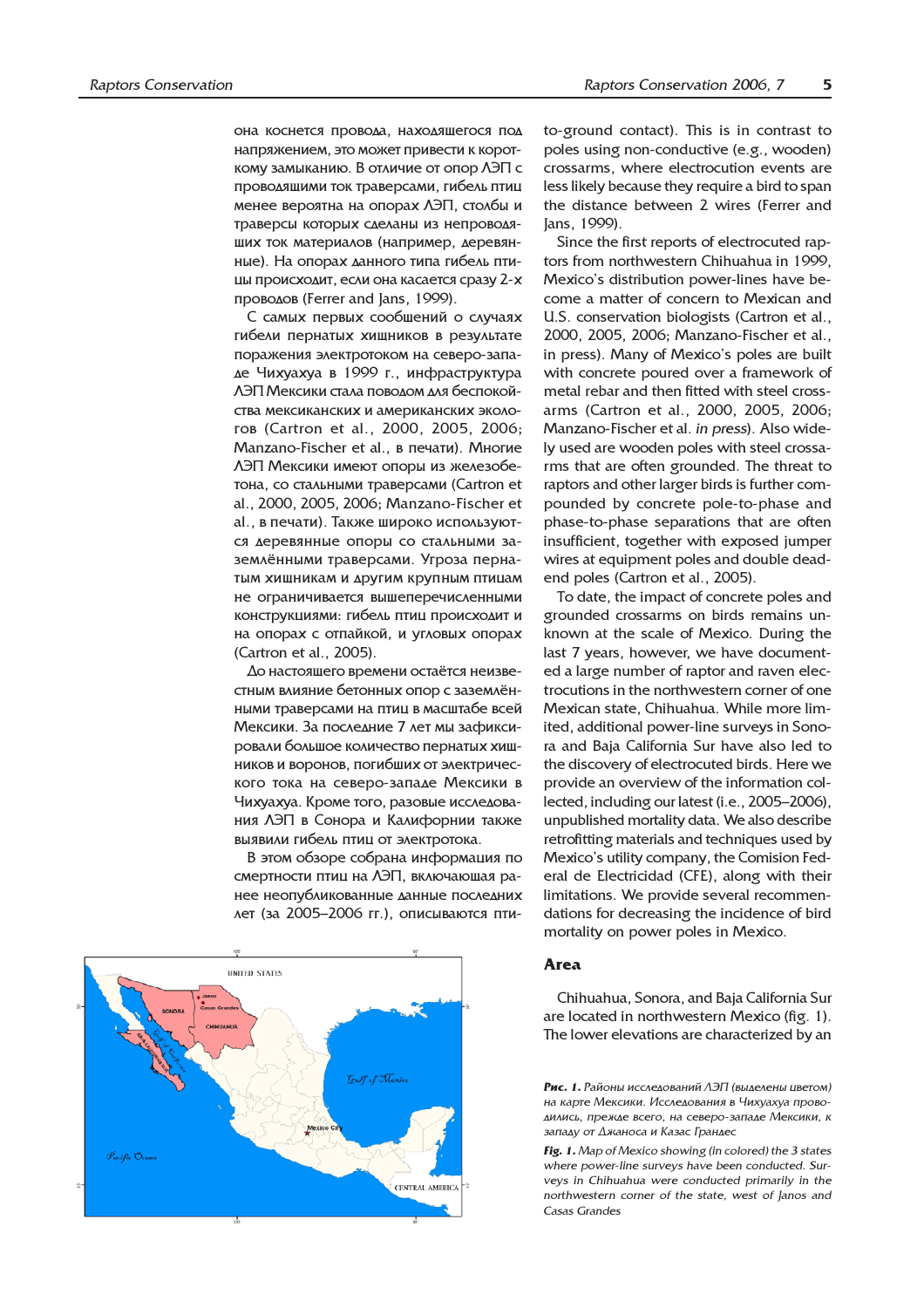она коснется провода, находящегося под напряжением, это может привести к короткому замыканию. В отличие от опор ЛЭП с проводящими ток траверсами, гибель птиц менее вероятна на опорах ЛЭП, столбы и траверсы которых сделаны из непроводящих ток материалов (например, деревянные). На опорах данного типа гибель птицы происходит, если она касается сразу 2-х проводов (Ferrer and Jans, 1999).

С самых первых сообщений о случаях гибели пернатых хищников в результате поражения электротоком на северо-западе Чихуахуа в 1999 г., инфраструктура ЛЭП Мексики стала поводом для беспокойства мексиканских и американских экологов (Cartron et al., 2000, 2005, 2006; Manzano-Fischer et al., в печати). Многие ЛЭП Мексики имеют опоры из железобетона, со стальными траверсами (Cartron et al., 2000, 2005, 2006; Manzano-Fischer et al., в печати). Также широко используются деревянные опоры со стальными заземлёнными траверсами. Угроза пернатым хищникам и другим крупным птицам не ограничивается вышеперечисленными конструкциями: гибель птиц происходит и на опорах с отпайкой, и угловых опорах (Cartron et al., 2005).

До настоящего времени остаётся неизвестным влияние бетонных опор с заземлёнными траверсами на птиц в масштабе всей Мексики. За последние 7 лет мы зафиксировали большое количество пернатых хищников и воронов, погибших от электрического тока на северо-западе Мексики в Чихуахуа. Кроме того, разовые исследования ЛЭП в Сонора и Калифорнии также выявили гибель птиц от электротока.

В этом обзоре собрана информация по смертности птиц на ЛЭП, включающая ранее неопубликованные данные последних лет (за 2005–2006 гг.), описываются пти-

to-ground contact). This is in contrast to poles using non-conductive (e.g., wooden) crossarms, where electrocution events are less likely because they require a bird to span the distance between 2 wires (Ferrer and Jans, 1999).

Since the first reports of electrocuted raptors from northwestern Chihuahua in 1999, Mexico's distribution power-lines have become a matter of concern to Mexican and U.S. conservation biologists (Cartron et al., 2000, 2005, 2006; Manzano-Fischer et al., in press). Many of Mexico's poles are built with concrete poured over a framework of metal rebar and then fitted with steel crossarms (Cartron et al., 2000, 2005, 2006; Manzano-Fischer et al. *in press*). Also widely used are wooden poles with steel crossarms that are often grounded. The threat to raptors and other larger birds is further compounded by concrete pole-to-phase and phase-to-phase separations that are often insufficient, together with exposed jumper wires at equipment poles and double dead-end poles (Cartron et al., 2005).

To date, the impact of concrete poles and grounded crossarms on birds remains unknown at the scale of Mexico. During the last 7 years, however, we have documented a large number of raptor and raven electrocutions in the northwestern corner of one Mexican state, Chihuahua. While more limited, additional power-line surveys in Sonora and Baja California Sur have also led to the discovery of electrocuted birds. Here we provide an overview of the information collected, including our latest (i.e., 2005–2006), unpublished mortality data. We also describe retrofitting materials and techniques used by Mexico's utility company, the Comision Federal de Electricidad (CFE), along with their limitations. We provide several recommendations for decreasing the incidence of bird mortality on power poles in Mexico.

## Area

Chihuahua, Sonora, and Baja California Sur are located in northwestern Mexico (fig. 1). The lower elevations are characterized by an

***Рис. 1.*** *Районы исследований ЛЭП (выделены цветом) на карте Мексики. Исследования в Чихуахуа проводились, прежде всего, на северо-западе Мексики, к западу от Джаноса и Казас Грандес*

***Fig. 1.*** *Map of Mexico showing (in colored) the 3 states where power-line surveys have been conducted. Surveys in Chihuahua were conducted primarily in the northwestern corner of the state, west of Janos and Casas Grandes*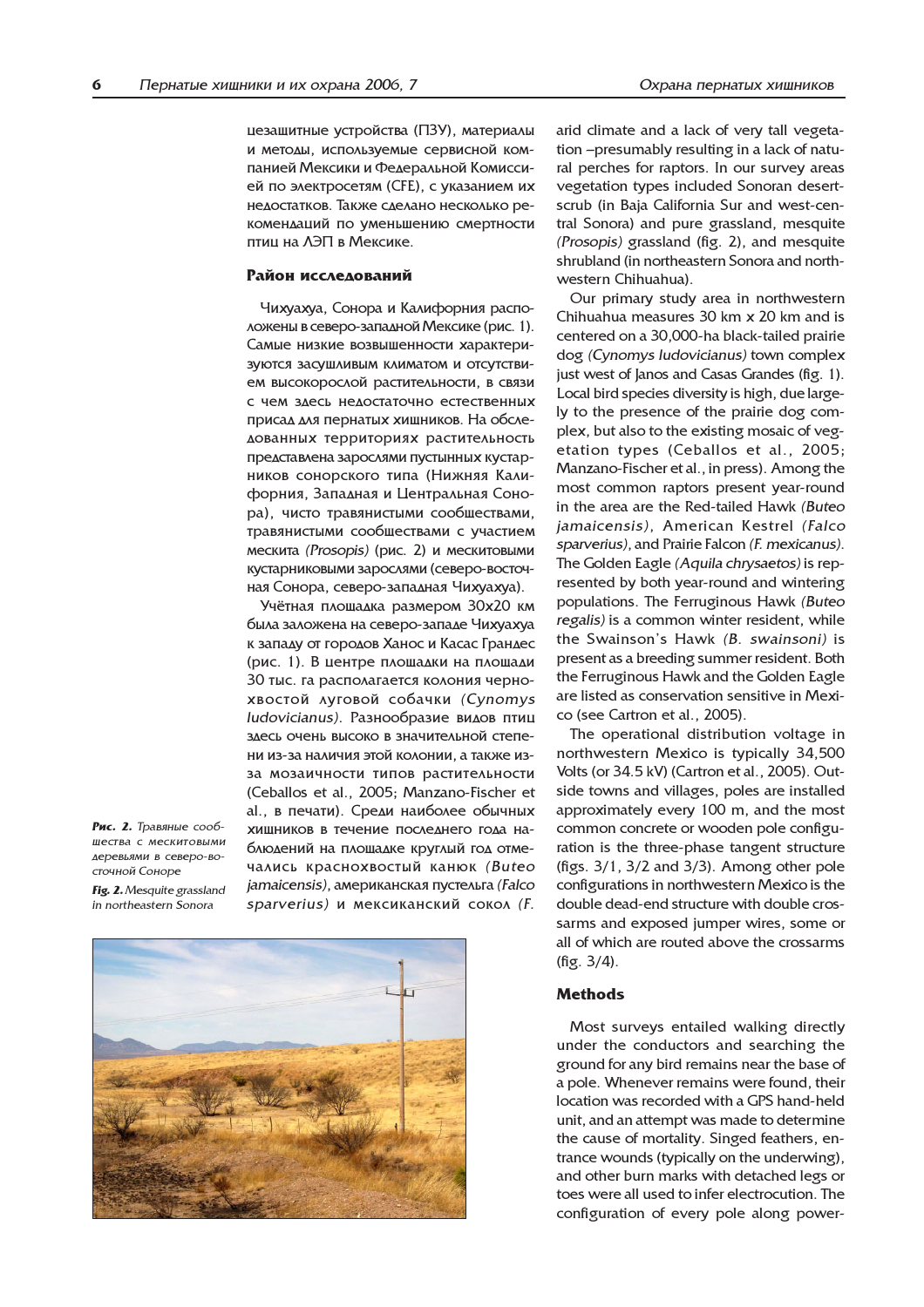цезащитные устройства (ПЗУ), материалы и методы, используемые сервисной компанией Мексики и Федеральной Комиссией по электросетям (CFE), с указанием их недостатков. Также сделано несколько рекомендаций по уменьшению смертности птиц на ЛЭП в Мексике.

## Район исследований

Чихуахуа, Сонора и Калифорния расположены в северо-западной Мексике (рис. 1). Самые низкие возвышенности характеризуются засушливым климатом и отсутствием высокорослой растительности, в связи с чем здесь недостаточно естественных присад для пернатых хищников. На обследованных территориях растительность представлена зарослями пустынных кустарников сонорского типа (Нижняя Калифорния, Западная и Центральная Сонора), чисто травянистыми сообществами, травянистыми сообществами с участием мескита *(Prosopis)* (рис. 2) и мескитовыми кустарниковыми зарослями (северо-восточная Сонора, северо-западная Чихуахуа).

Учётная площадка размером 30х20 км была заложена на северо-западе Чихуахуа к западу от городов Ханос и Касас Грандес (рис. 1). В центре площадки на площади 30 тыс. га располагается колония чернохвостый луговой собачки *(Cynomys ludovicianus)*. Разнообразие видов птиц здесь очень высоко в значительной степени из-за наличия этой колонии, а также из-за мозаичности типов растительности (Ceballos et al., 2005; Manzano-Fischer et al., в печати). Среди наиболее обычных хищников в течение последнего года наблюдений на площадке круглый год отмечались краснохвостый канюк *(Buteo jamaicensis)*, американская пустельга *(Falco sparverius)* и мексиканский сокол *(F.*

***Рис. 2.*** *Травяные сообщества с мескитовыми деревьями в северо-восточной Соноре*

***Fig. 2.*** *Mesquite grassland in northeastern Sonora*

arid climate and a lack of very tall vegetation –presumably resulting in a lack of natural perches for raptors. In our survey areas vegetation types included Sonoran desertscrub (in Baja California Sur and west-central Sonora) and pure grassland, mesquite *(Prosopis)* grassland (fig. 2), and mesquite shrubland (in northeastern Sonora and northwestern Chihuahua).

Our primary study area in northwestern Chihuahua measures 30 km x 20 km and is centered on a 30,000-ha black-tailed prairie dog *(Cynomys ludovicianus)* town complex just west of Janos and Casas Grandes (fig. 1). Local bird species diversity is high, due largely to the presence of the prairie dog complex, but also to the existing mosaic of vegetation types (Ceballos et al., 2005; Manzano-Fischer et al., in press). Among the most common raptors present year-round in the area are the Red-tailed Hawk *(Buteo jamaicensis)*, American Kestrel *(Falco sparverius)*, and Prairie Falcon *(F. mexicanus)*. The Golden Eagle *(Aquila chrysaetos)* is represented by both year-round and wintering populations. The Ferruginous Hawk *(Buteo regalis)* is a common winter resident, while the Swainson's Hawk *(B. swainsoni)* is present as a breeding summer resident. Both the Ferruginous Hawk and the Golden Eagle are listed as conservation sensitive in Mexico (see Cartron et al., 2005).

The operational distribution voltage in northwestern Mexico is typically 34,500 Volts (or 34.5 kV) (Cartron et al., 2005). Outside towns and villages, poles are installed approximately every 100 m, and the most common concrete or wooden pole configuration is the three-phase tangent structure (figs. 3/1, 3/2 and 3/3). Among other pole configurations in northwestern Mexico is the double dead-end structure with double crossarms and exposed jumper wires, some or all of which are routed above the crossarms (fig. 3/4).

## Methods

Most surveys entailed walking directly under the conductors and searching the ground for any bird remains near the base of a pole. Whenever remains were found, their location was recorded with a GPS hand-held unit, and an attempt was made to determine the cause of mortality. Singed feathers, entrance wounds (typically on the underwing), and other burn marks with detached legs or toes were all used to infer electrocution. The configuration of every pole along power-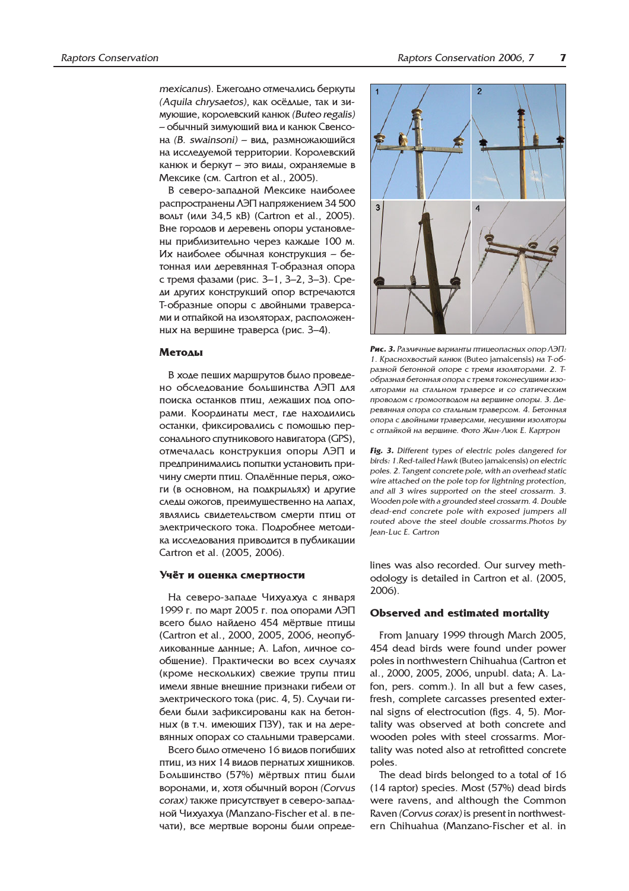*mexicanus*). Ежегодно отмечались беркуты *(Aquila chrysaetos)*, как осёдлые, так и зимующие, королевский канюк *(Buteo regalis)* – обычный зимующий вид и канюк Свенсона *(B. swainsoni)* – вид, размножающийся на исследуемой территории. Королевский канюк и беркут – это виды, охраняемые в Мексике (см. Cartron et al., 2005).

В северо-западной Мексике наиболее распространены ЛЭП напряжением 34 500 вольт (или 34,5 кВ) (Cartron et al., 2005). Вне городов и деревень опоры установлены приблизительно через каждые 100 м. Их наиболее обычная конструкция – бетонная или деревянная Т-образная опора с тремя фазами (рис. 3–1, 3–2, 3–3). Среди других конструкций опор встречаются Т-образные опоры с двойными траверсами и отпайкой на изоляторах, расположенных на вершине траверса (рис. 3–4).

## Методы

В ходе пеших маршрутов было проведено обследование большинства ЛЭП для поиска останков птиц, лежащих под опорами. Координаты мест, где находились останки, фиксировались с помощью персонального спутникового навигатора (GPS), отмечалась конструкция опоры ЛЭП и предпринимались попытки установить причину смерти птиц. Опалённые перья, ожоги (в основном, на подкрыльях) и другие следы ожогов, преимущественно на лапах, являлись свидетельством смерти птиц от электрического тока. Подробнее методика исследования приводится в публикации Cartron et al. (2005, 2006).

## Учёт и оценка смертности

На северо-западе Чихуахуа с января 1999 г. по март 2005 г. под опорами ЛЭП всего было найдено 454 мёртвые птицы (Cartron et al., 2000, 2005, 2006, неопубликованные данные; A. Lafon, личное сообщение). Практически во всех случаях (кроме нескольких) свежие трупы птиц имели явные внешние признаки гибели от электрического тока (рис. 4, 5). Случаи гибели были зафиксированы как на бетонных (в т.ч. имеющих ПЗУ), так и на деревянных опорах со стальными траверсами.

Всего было отмечено 16 видов погибших птиц, из них 14 видов пернатых хищников. Большинство (57%) мёртвых птиц были воронами, и, хотя обычный ворон *(Corvus corax)* также присутствует в северо-западной Чихуахуа (Manzano-Fischer et al. в печати), все мертвые вороны были опреде-

***Рис. 3.*** *Различные варианты птицеопасных опор ЛЭП: 1. Краснохвостый канюк* (Buteo jamaicensis) *на Т-образной бетонной опоре с тремя изоляторами. 2. Т-образная бетонная опора с тремя токонесущими изоляторами на стальном траверсе и со статическим проводом с громоотводом на вершине опоры. 3. Деревянная опора со стальным траверсом. 4. Бетонная опора с двойными траверсами, несущими изоляторы с отпайкой на вершине. Фото Жан-Люк Е. Картрон*

***Fig. 3.*** *Different types of electric poles dangered for birds: 1. Red-tailed Hawk* (Buteo jamaicensis) *on electric poles. 2. Tangent concrete pole, with an overhead static wire attached on the pole top for lightning protection, and all 3 wires supported on the steel crossarm. 3. Wooden pole with a grounded steel crossarm. 4. Double dead-end concrete pole with exposed jumpers all routed above the steel double crossarms. Photos by Jean-Luc E. Cartron*

lines was also recorded. Our survey methodology is detailed in Cartron et al. (2005, 2006).

## Observed and estimated mortality

From January 1999 through March 2005, 454 dead birds were found under power poles in northwestern Chihuahua (Cartron et al., 2000, 2005, 2006, unpubl. data; A. Lafon, pers. comm.). In all but a few cases, fresh, complete carcasses presented external signs of electrocution (figs. 4, 5). Mortality was observed at both concrete and wooden poles with steel crossarms. Mortality was noted also at retrofitted concrete poles.

The dead birds belonged to a total of 16 (14 raptor) species. Most (57%) dead birds were ravens, and although the Common Raven *(Corvus corax)* is present in northwestern Chihuahua (Manzano-Fischer et al. in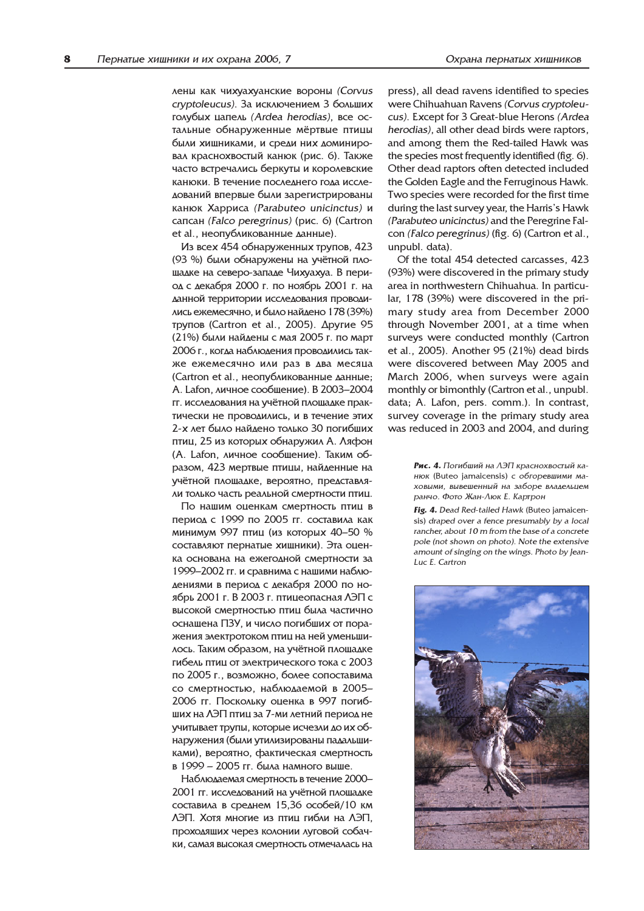лены как чихуахуанские вороны *(Corvus cryptoleucus)*. За исключением 3 больших голубых цапель *(Ardea herodias)*, все остальные обнаруженные мёртвые птицы были хищниками, и среди них доминировал краснохвостый канюк (рис. 6). Также часто встречались беркуты и королевские канюки. В течение последнего года исследований впервые были зарегистрированы канюк Харриса *(Parabuteo unicinctus)* и сапсан *(Falco peregrinus)* (рис. 6) (Cartron et al., неопубликованные данные).

Из всех 454 обнаруженных трупов, 423 (93 %) были обнаружены на учётной площадке на северо-западе Чихуахуа. В период с декабря 2000 г. по ноябрь 2001 г. на данной территории исследования проводились ежемесячно, и было найдено 178 (39%) трупов (Cartron et al., 2005). Другие 95 (21%) были найдены с мая 2005 г. по март 2006 г., когда наблюдения проводились также ежемесячно или раз в два месяца (Cartron et al., неопубликованные данные; A. Lafon, личное сообщение). В 2003–2004 гг. исследования на учётной площадке практически не проводились, и в течение этих 2-х лет было найдено только 30 погибших птиц, 25 из которых обнаружил А. Ляфон (A. Lafon, личное сообщение). Таким образом, 423 мертвые птицы, найденные на учётной площадке, вероятно, представляли только часть реальной смертности птиц.

По нашим оценкам смертность птиц в период с 1999 по 2005 гг. составила как минимум 997 птиц (из которых 40–50 % составляют пернатые хищники). Эта оценка основана на ежегодной смертности за 1999–2002 гг. и сравнима с нашими наблюдениями в период с декабря 2000 по ноябрь 2001 г. В 2003 г. птицеопасная ЛЭП с высокой смертностью птиц была частично оснащена ПЗУ, и число погибших от поражения электротоком птиц на ней уменьшилось. Таким образом, на учётной площадке гибель птиц от электрического тока с 2003 по 2005 г., возможно, более сопоставима со смертностью, наблюдаемой в 2005–2006 гг. Поскольку оценка в 997 погибших на ЛЭП птиц за 7-ми летний период не учитывает трупы, которые исчезли до их обнаружения (были утилизированы падальщиками), вероятно, фактическая смертность в 1999 – 2005 гг. была намного выше.

Наблюдаемая смертность в течение 2000–2001 гг. исследований на учётной площадке составила в среднем 15,36 особей/10 км ЛЭП. Хотя многие из птиц гибли на ЛЭП, проходящих через колонии луговой собачки, самая высокая смертность отмечалась на

press), all dead ravens identified to species were Chihuahuan Ravens *(Corvus cryptoleucus)*. Except for 3 Great-blue Herons *(Ardea herodias)*, all other dead birds were raptors, and among them the Red-tailed Hawk was the species most frequently identified (fig. 6). Other dead raptors often detected included the Golden Eagle and the Ferruginous Hawk. Two species were recorded for the first time during the last survey year, the Harris's Hawk *(Parabuteo unicinctus)* and the Peregrine Falcon *(Falco peregrinus)* (fig. 6) (Cartron et al., unpubl. data).

Of the total 454 detected carcasses, 423 (93%) were discovered in the primary study area in northwestern Chihuahua. In particular, 178 (39%) were discovered in the primary study area from December 2000 through November 2001, at a time when surveys were conducted monthly (Cartron et al., 2005). Another 95 (21%) dead birds were discovered between May 2005 and March 2006, when surveys were again monthly or bimonthly (Cartron et al., unpubl. data; A. Lafon, pers. comm.). In contrast, survey coverage in the primary study area was reduced in 2003 and 2004, and during

***Рис. 4.*** *Погибший на ЛЭП краснохвостый канюк* (Buteo jamaicensis) *с обгоревшими маховыми, вывешенный на заборе владельцем ранчо. Фото Жан-Люк Е. Картрон*

***Fig. 4.*** *Dead Red-tailed Hawk* (Buteo jamaicensis) *draped over a fence presumably by a local rancher, about 10 m from the base of a concrete pole (not shown on photo). Note the extensive amount of singing on the wings. Photo by Jean-Luc E. Cartron*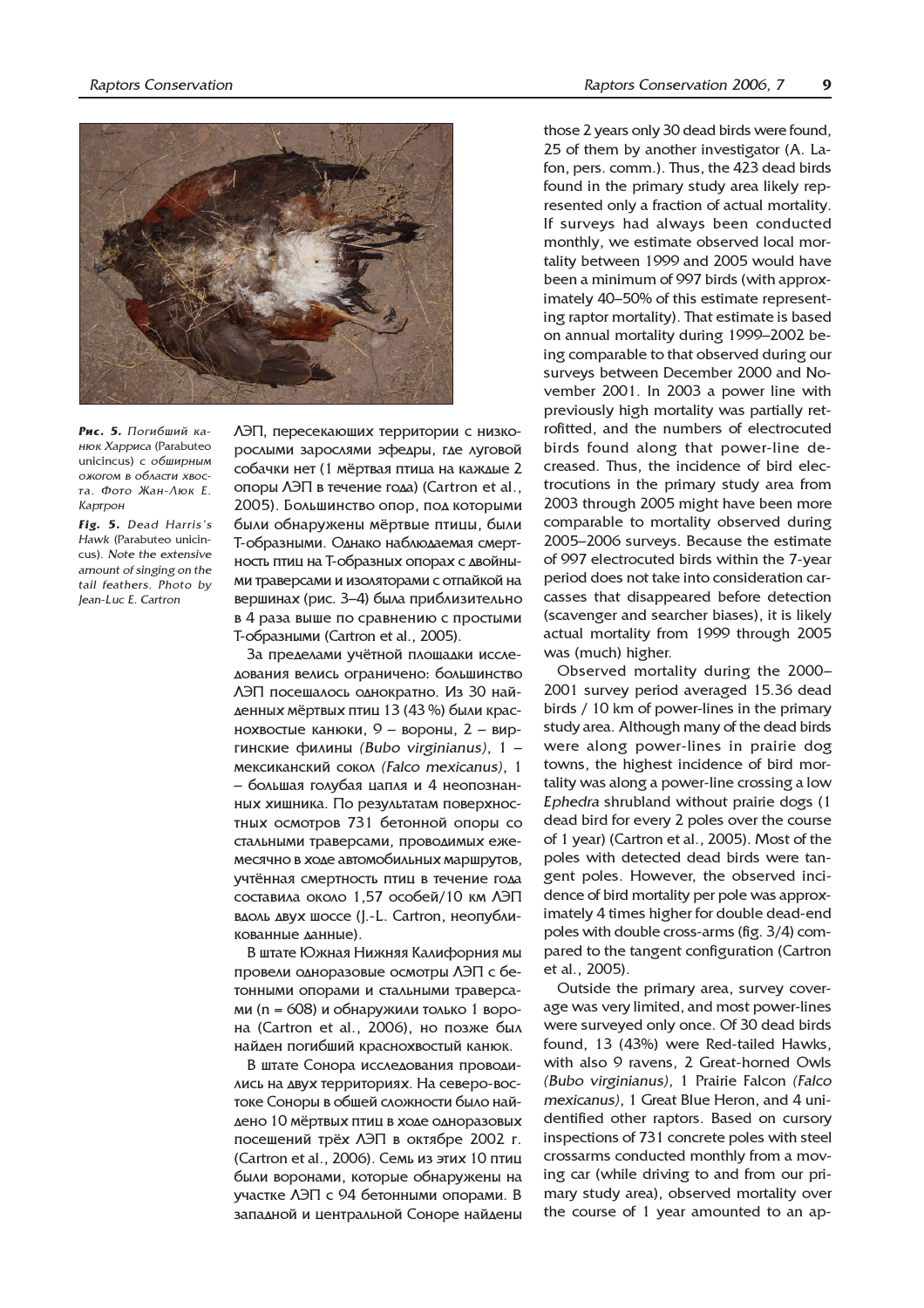*Рис. 5.* Погибший канюк Харриса (Parabuteo unicincus) с обширным ожогом в области хвоста. Фото Жан-Люк Е. Картрон

*Fig. 5.* Dead Harris's Hawk (Parabuteo unicincus). Note the extensive amount of singing on the tail feathers. Photo by Jean-Luc E. Cartron

ЛЭП, пересекающих территории с низкорослыми зарослями эфедры, где луговой собачки нет (1 мёртвая птица на каждые 2 опоры ЛЭП в течение года) (Cartron et al., 2005). Большинство опор, под которыми были обнаружены мёртвые птицы, были Т-образными. Однако наблюдаемая смертность птиц на Т-образных опорах с двойными траверсами и изоляторами с отпайкой на вершинах (рис. 3–4) была приблизительно в 4 раза выше по сравнению с простыми Т-образными (Cartron et al., 2005).

За пределами учётной площадки исследования велись ограничено: большинство ЛЭП посещалось однократно. Из 30 найденных мёртвых птиц 13 (43 %) были краснохвостые канюки, 9 – вороны, 2 – виргинские филины *(Bubo virginianus)*, 1 – мексиканский сокол *(Falco mexicanus)*, 1 – большая голубая цапля и 4 неопознанных хищника. По результатам поверхностных осмотров 731 бетонной опоры со стальными траверсами, проводимых ежемесячно в ходе автомобильных маршрутов, учтённая смертность птиц в течение года составила около 1,57 особей/10 км ЛЭП вдоль двух шоссе (J.-L. Cartron, неопубликованные данные).

В штате Южная Нижняя Калифорния мы провели одноразовые осмотры ЛЭП с бетонными опорами и стальными траверсами (n = 608) и обнаружили только 1 ворона (Cartron et al., 2006), но позже был найден погибший краснохвостый канюк.

В штате Сонора исследования проводились на двух территориях. На северо-востоке Соноры в общей сложности было найдено 10 мёртвых птиц в ходе одноразовых посещений трёх ЛЭП в октябре 2002 г. (Cartron et al., 2006). Семь из этих 10 птиц были воронами, которые обнаружены на участке ЛЭП с 94 бетонными опорами. В западной и центральной Соноре найдены

those 2 years only 30 dead birds were found, 25 of them by another investigator (A. Lafon, pers. comm.). Thus, the 423 dead birds found in the primary study area likely represented only a fraction of actual mortality. If surveys had always been conducted monthly, we estimate observed local mortality between 1999 and 2005 would have been a minimum of 997 birds (with approximately 40–50% of this estimate representing raptor mortality). That estimate is based on annual mortality during 1999–2002 being comparable to that observed during our surveys between December 2000 and November 2001. In 2003 a power line with previously high mortality was partially retrofitted, and the numbers of electrocuted birds found along that power-line decreased. Thus, the incidence of bird electrocutions in the primary study area from 2003 through 2005 might have been more comparable to mortality observed during 2005–2006 surveys. Because the estimate of 997 electrocuted birds within the 7-year period does not take into consideration carcasses that disappeared before detection (scavenger and searcher biases), it is likely actual mortality from 1999 through 2005 was (much) higher.

Observed mortality during the 2000–2001 survey period averaged 15.36 dead birds / 10 km of power-lines in the primary study area. Although many of the dead birds were along power-lines in prairie dog towns, the highest incidence of bird mortality was along a power-line crossing a low *Ephedra* shrubland without prairie dogs (1 dead bird for every 2 poles over the course of 1 year) (Cartron et al., 2005). Most of the poles with detected dead birds were tangent poles. However, the observed incidence of bird mortality per pole was approximately 4 times higher for double dead-end poles with double cross-arms (fig. 3/4) compared to the tangent configuration (Cartron et al., 2005).

Outside the primary area, survey coverage was very limited, and most power-lines were surveyed only once. Of 30 dead birds found, 13 (43%) were Red-tailed Hawks, with also 9 ravens, 2 Great-horned Owls *(Bubo virginianus)*, 1 Prairie Falcon *(Falco mexicanus)*, 1 Great Blue Heron, and 4 unidentified other raptors. Based on cursory inspections of 731 concrete poles with steel crossarms conducted monthly from a moving car (while driving to and from our primary study area), observed mortality over the course of 1 year amounted to an ap-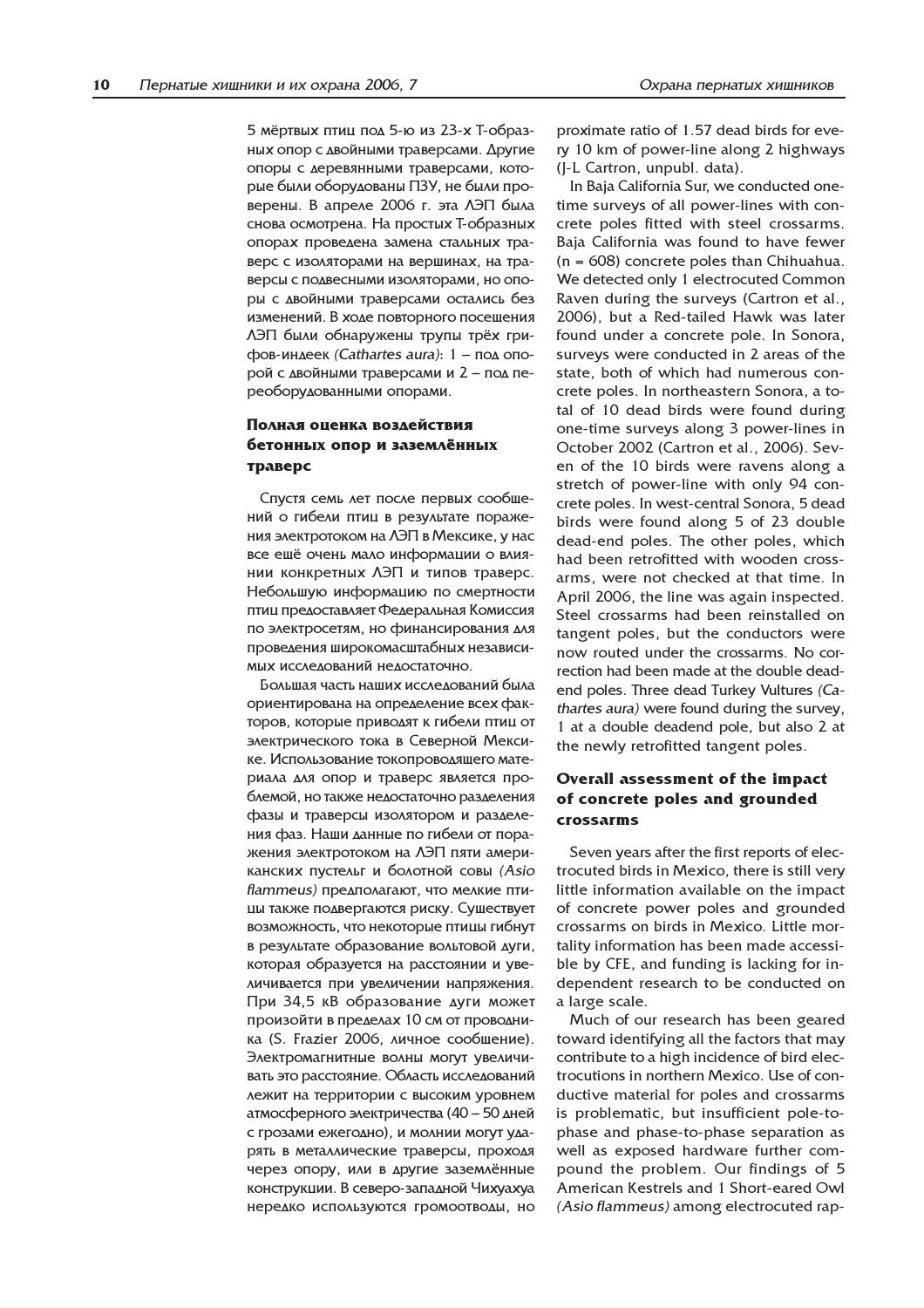5 мёртвых птиц под 5-ю из 23-х Т-образных опор с двойными траверсами. Другие опоры с деревянными траверсами, которые были оборудованы ПЗУ, не были проверены. В апреле 2006 г. эта ЛЭП была снова осмотрена. На простых Т-образных опорах проведена замена стальных траверс с изоляторами на вершинах, на траверсы с подвесными изоляторами, но опоры с двойными траверсами остались без изменений. В ходе повторного посещения ЛЭП были обнаружены трупы трёх грифов-индеек *(Cathartes aura)*: 1 – под опорой с двойными траверсами и 2 – под переоборудованными опорами.

### Полная оценка воздействия бетонных опор и заземлённых траверс

Спустя семь лет после первых сообщений о гибели птиц в результате поражения электротоком на ЛЭП в Мексике, у нас все ещё очень мало информации о влиянии конкретных ЛЭП и типов траверс. Небольшую информацию по смертности птиц предоставляет Федеральная Комиссия по электросетям, но финансирования для проведения широкомасштабных независимых исследований недостаточно.

Большая часть наших исследований была ориентирована на определение всех факторов, которые приводят к гибели птиц от электрического тока в Северной Мексике. Использование токопроводящего материала для опор и траверс является проблемой, но также недостаточно разделения фазы и траверсы изолятором и разделения фаз. Наши данные по гибели от поражения электротоком на ЛЭП пяти американских пустельг и болотной совы *(Asio flammeus)* предполагают, что мелкие птицы также подвергаются риску. Существует возможность, что некоторые птицы гибнут в результате образование вольтовой дуги, которая образуется на расстоянии и увеличивается при увеличении напряжения. При 34,5 кВ образование дуги может произойти в пределах 10 см от проводника (S. Frazier 2006, личное сообщение). Электромагнитные волны могут увеличивать это расстояние. Область исследований лежит на территории с высоким уровнем атмосферного электричества (40 – 50 дней с грозами ежегодно), и молнии могут ударять в металлические траверсы, проходя через опору, или в другие заземлённые конструкции. В северо-западной Чихуахуа нередко используются громоотводы, но

proximate ratio of 1.57 dead birds for every 10 km of power-line along 2 highways (J-L Cartron, unpubl. data).

In Baja California Sur, we conducted one-time surveys of all power-lines with concrete poles fitted with steel crossarms. Baja California was found to have fewer (n = 608) concrete poles than Chihuahua. We detected only 1 electrocuted Common Raven during the surveys (Cartron et al., 2006), but a Red-tailed Hawk was later found under a concrete pole. In Sonora, surveys were conducted in 2 areas of the state, both of which had numerous concrete poles. In northeastern Sonora, a total of 10 dead birds were found during one-time surveys along 3 power-lines in October 2002 (Cartron et al., 2006). Seven of the 10 birds were ravens along a stretch of power-line with only 94 concrete poles. In west-central Sonora, 5 dead birds were found along 5 of 23 double dead-end poles. The other poles, which had been retrofitted with wooden crossarms, were not checked at that time. In April 2006, the line was again inspected. Steel crossarms had been reinstalled on tangent poles, but the conductors were now routed under the crossarms. No correction had been made at the double deadend poles. Three dead Turkey Vultures *(Cathartes aura)* were found during the survey, 1 at a double deadend pole, but also 2 at the newly retrofitted tangent poles.

### Overall assessment of the impact of concrete poles and grounded crossarms

Seven years after the first reports of electrocuted birds in Mexico, there is still very little information available on the impact of concrete power poles and grounded crossarms on birds in Mexico. Little mortality information has been made accessible by CFE, and funding is lacking for independent research to be conducted on a large scale.

Much of our research has been geared toward identifying all the factors that may contribute to a high incidence of bird electrocutions in northern Mexico. Use of conductive material for poles and crossarms is problematic, but insufficient pole-to-phase and phase-to-phase separation as well as exposed hardware further compound the problem. Our findings of 5 American Kestrels and 1 Short-eared Owl *(Asio flammeus)* among electrocuted rap-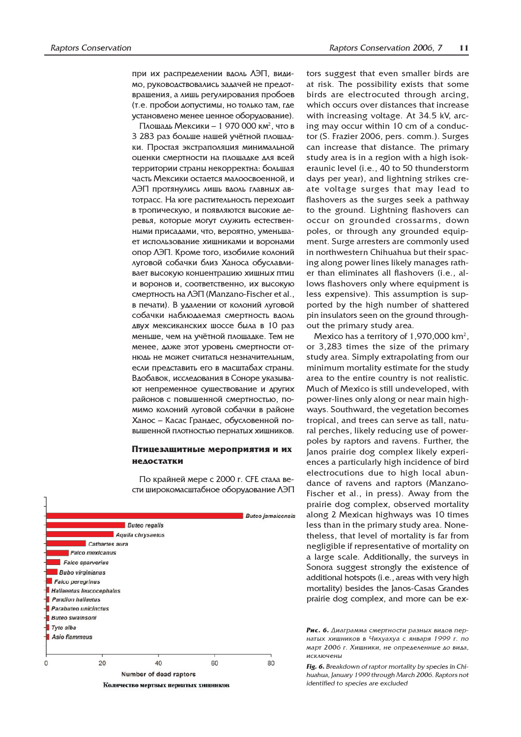при их распределении вдоль ЛЭП, видимо, руководствовались задачей не предотвращения, а лишь регулирования пробоев (т.е. пробои допустимы, но только там, где установлено менее ценное оборудование).

Площадь Мексики – 1 970 000 км$^2$, что в 3 283 раз больше нашей учётной площадки. Простая экстраполяция минимальной оценки смертности на площадке для всей территории страны некорректна: большая часть Мексики остается малоосвоенной, и ЛЭП протянулись лишь вдоль главных автотрасс. На юге растительность переходит в тропическую, и появляются высокие деревья, которые могут служить естественными присадами, что, вероятно, уменьшает использование хищниками и воронами опор ЛЭП. Кроме того, изобилие колоний луговой собачки близ Ханоса обуславливает высокую концентрацию хищных птиц и воронов и, соответственно, их высокую смертность на ЛЭП (Manzano-Fischer et al., в печати). В удалении от колоний луговой собачки наблюдаемая смертность вдоль двух мексиканских шоссе была в 10 раз меньше, чем на учётной площадке. Тем не менее, даже этот уровень смертности отнюдь не может считаться незначительным, если представить его в масштабах страны. Вдобавок, исследования в Соноре указывают непременное существование и других районов с повышенной смертностью, помимо колоний луговой собачки в районе Ханос – Касас Грандес, обусловленной повышенной плотностью пернатых хищников.

## Птицезащитные мероприятия и их недостатки

По крайней мере с 2000 г. CFE стала вести широкомасштабное оборудование ЛЭП

tors suggest that even smaller birds are at risk. The possibility exists that some birds are electrocuted through arcing, which occurs over distances that increase with increasing voltage. At 34.5 kV, arcing may occur within 10 cm of a conductor (S. Frazier 2006, pers. comm.). Surges can increase that distance. The primary study area is in a region with a high isokeraunic level (i.e., 40 to 50 thunderstorm days per year), and lightning strikes create voltage surges that may lead to flashovers as the surges seek a pathway to the ground. Lightning flashovers can occur on grounded crossarms, down poles, or through any grounded equipment. Surge arresters are commonly used in northwestern Chihuahua but their spacing along power lines likely manages rather than eliminates all flashovers (i.e., allows flashovers only where equipment is less expensive). This assumption is supported by the high number of shattered pin insulators seen on the ground throughout the primary study area.

Mexico has a territory of 1,970,000 km$^2$, or 3,283 times the size of the primary study area. Simply extrapolating from our minimum mortality estimate for the study area to the entire country is not realistic. Much of Mexico is still undeveloped, with power-lines only along or near main highways. Southward, the vegetation becomes tropical, and trees can serve as tall, natural perches, likely reducing use of power-poles by raptors and ravens. Further, the Janos prairie dog complex likely experiences a particularly high incidence of bird electrocutions due to high local abundance of ravens and raptors (Manzano-Fischer et al., in press). Away from the prairie dog complex, observed mortality along 2 Mexican highways was 10 times less than in the primary study area. Nonetheless, that level of mortality is far from negligible if representative of mortality on a large scale. Additionally, the surveys in Sonora suggest strongly the existence of additional hotspots (i.e., areas with very high mortality) besides the Janos-Casas Grandes prairie dog complex, and more can be ex-

*Buteo jamaicensis*, *Buteo regalis*, *Aquila chrysaetos*, *Cathartes aura*, *Falco mexicanus*, *Falco sparverius*, *Bubo virginianus*, *Falco peregrinus*, *Haliaeetus leucocephalus*, *Pandion haliaetus*, *Parabuteo unicinctus*, *Buteo swainsoni*, *Tyto alba*, *Asio flammeus*

0 20 40 60 80

Number of dead raptors

Количество мертвых пернатых хищников

**Рис. 6.** *Диаграмма смертности разных видов пернатых хищников в Чихуахуа с января 1999 г. по март 2006 г. Хищники, не определенные до вида, исключены*

**Fig. 6.** *Breakdown of raptor mortality by species in Chihuahua, January 1999 through March 2006. Raptors not identified to species are excluded*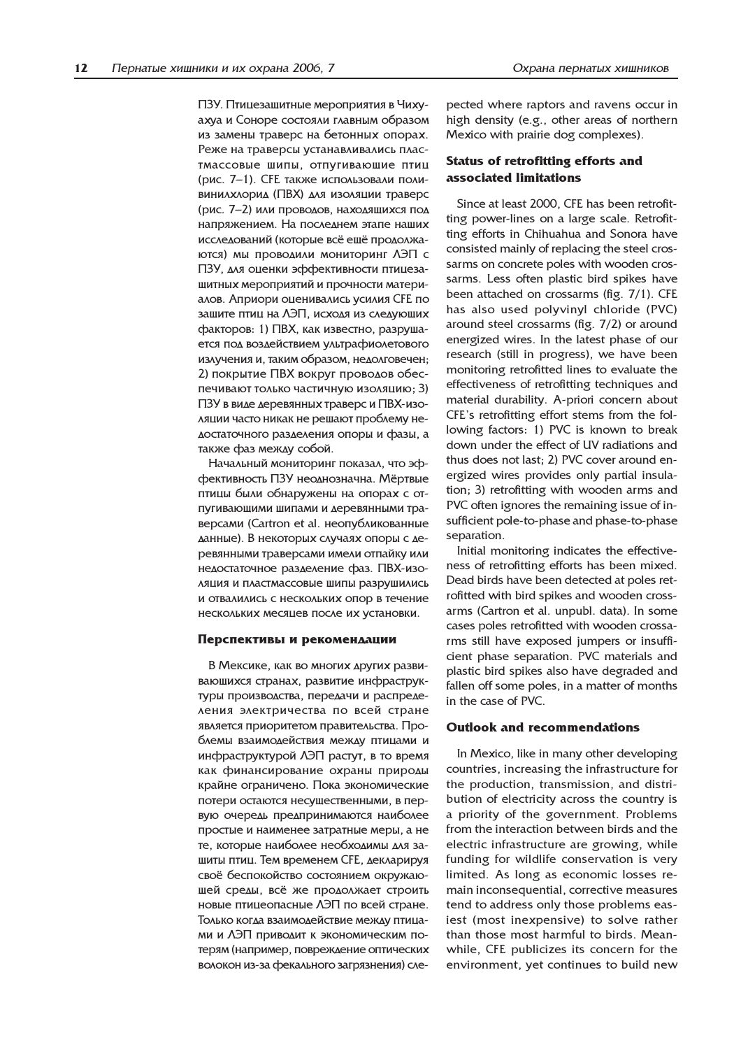ПЗУ. Птицезащитные мероприятия в Чихуахуа и Соноре состояли главным образом из замены траверс на бетонных опорах. Реже на траверсы устанавливались пластмассовые шипы, отпугивающие птиц (рис. 7–1). CFE также использовали поливинилхлорид (ПВХ) для изоляции траверс (рис. 7–2) или проводов, находящихся под напряжением. На последнем этапе наших исследований (которые всё ещё продолжаются) мы проводили мониторинг ЛЭП с ПЗУ, для оценки эффективности птицезащитных мероприятий и прочности материалов. Априори оценивались усилия CFE по защите птиц на ЛЭП, исходя из следующих факторов: 1) ПВХ, как известно, разрушается под воздействием ультрафиолетового излучения и, таким образом, недолговечен; 2) покрытие ПВХ вокруг проводов обеспечивают только частичную изоляцию; 3) ПЗУ в виде деревянных траверс и ПВХ-изоляции часто никак не решают проблему недостаточного разделения опоры и фазы, а также фаз между собой.

Начальный мониторинг показал, что эффективность ПЗУ неоднозначна. Мёртвые птицы были обнаружены на опорах с отпугивающими шипами и деревянными траверсами (Cartron et al. неопубликованные данные). В некоторых случаях опоры с деревянными траверсами имели отпайку или недостаточное разделение фаз. ПВХ-изоляция и пластмассовые шипы разрушились и отвалились с нескольких опор в течение нескольких месяцев после их установки.

### Перспективы и рекомендации

В Мексике, как во многих других развивающихся странах, развитие инфраструктуры производства, передачи и распределения электричества по всей стране является приоритетом правительства. Проблемы взаимодействия между птицами и инфраструктурой ЛЭП растут, в то время как финансирование охраны природы крайне ограничено. Пока экономические потери остаются несущественными, в первую очередь предпринимаются наиболее простые и наименее затратные меры, а не те, которые наиболее необходимы для защиты птиц. Тем временем CFE, декларируя своё беспокойство состоянием окружающей среды, всё же продолжает строить новые птицеопасные ЛЭП по всей стране. Только когда взаимодействие между птицами и ЛЭП приводит к экономическим потерям (например, повреждение оптических волокон из-за фекального загрязнения) сле-

pected where raptors and ravens occur in high density (e.g., other areas of northern Mexico with prairie dog complexes).

### Status of retrofitting efforts and associated limitations

Since at least 2000, CFE has been retrofitting power-lines on a large scale. Retrofitting efforts in Chihuahua and Sonora have consisted mainly of replacing the steel crossarms on concrete poles with wooden crossarms. Less often plastic bird spikes have been attached on crossarms (fig. 7/1). CFE has also used polyvinyl chloride (PVC) around steel crossarms (fig. 7/2) or around energized wires. In the latest phase of our research (still in progress), we have been monitoring retrofitted lines to evaluate the effectiveness of retrofitting techniques and material durability. A-priori concern about CFE's retrofitting effort stems from the following factors: 1) PVC is known to break down under the effect of UV radiations and thus does not last; 2) PVC cover around energized wires provides only partial insulation; 3) retrofitting with wooden arms and PVC often ignores the remaining issue of insufficient pole-to-phase and phase-to-phase separation.

Initial monitoring indicates the effectiveness of retrofitting efforts has been mixed. Dead birds have been detected at poles retrofitted with bird spikes and wooden crossarms (Cartron et al. unpubl. data). In some cases poles retrofitted with wooden crossarms still have exposed jumpers or insufficient phase separation. PVC materials and plastic bird spikes also have degraded and fallen off some poles, in a matter of months in the case of PVC.

### Outlook and recommendations

In Mexico, like in many other developing countries, increasing the infrastructure for the production, transmission, and distribution of electricity across the country is a priority of the government. Problems from the interaction between birds and the electric infrastructure are growing, while funding for wildlife conservation is very limited. As long as economic losses remain inconsequential, corrective measures tend to address only those problems easiest (most inexpensive) to solve rather than those most harmful to birds. Meanwhile, CFE publicizes its concern for the environment, yet continues to build new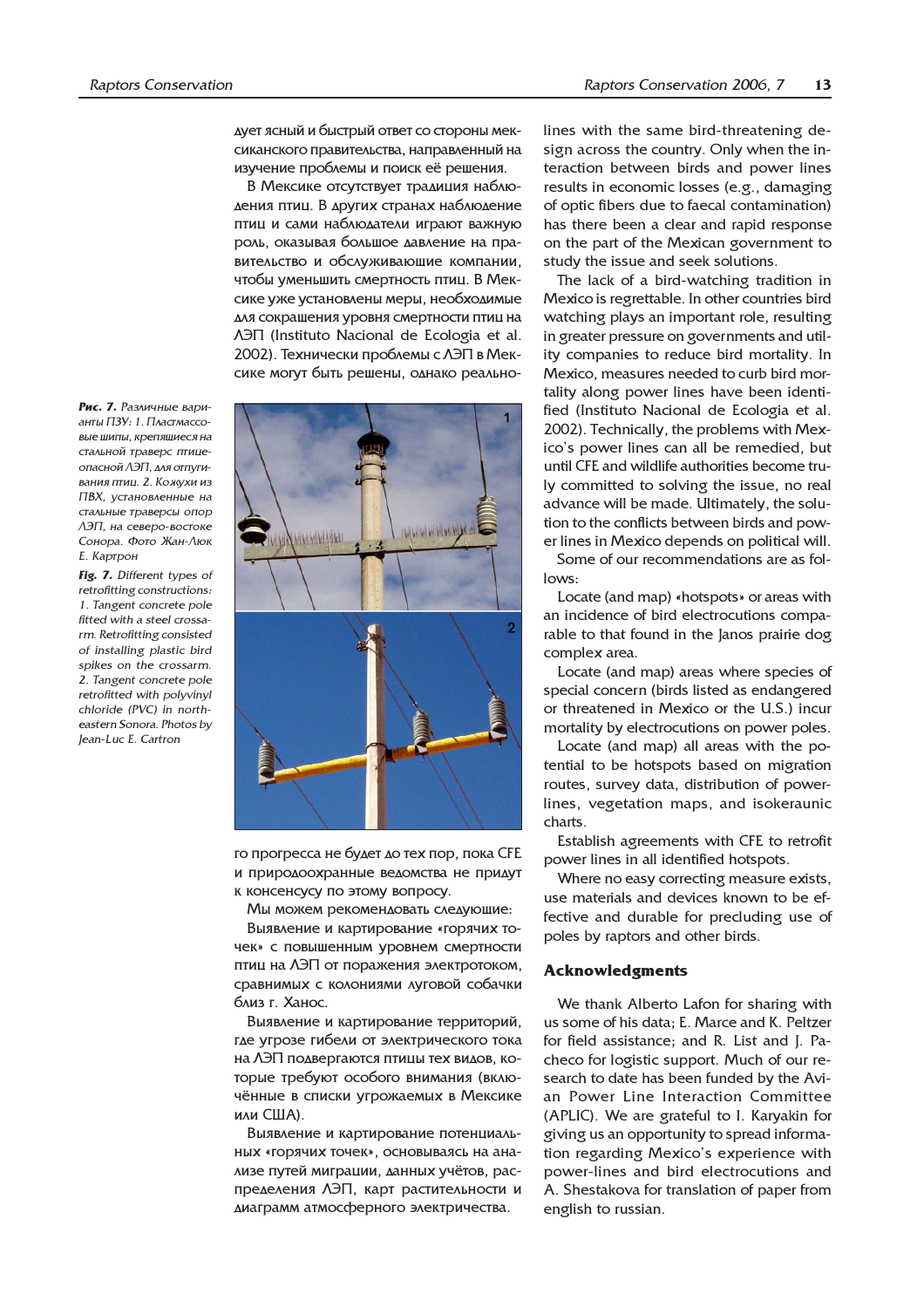дует ясный и быстрый ответ со стороны мексиканского правительства, направленный на изучение проблемы и поиск её решения.

В Мексике отсутствует традиция наблюдения птиц. В других странах наблюдение птиц и сами наблюдатели играют важную роль, оказывая большое давление на правительство и обслуживающие компании, чтобы уменьшить смертность птиц. В Мексике уже установлены меры, необходимые для сокращения уровня смертности птиц на ЛЭП (Instituto Nacional de Ecologia et al. 2002). Технически проблемы с ЛЭП в Мексике могут быть решены, однако реального прогресса не будет до тех пор, пока CFE и природоохранные ведомства не придут к консенсусу по этому вопросу.

Мы можем рекомендовать следующие:

Выявление и картирование «горячих точек» с повышенным уровнем смертности птиц на ЛЭП от поражения электротоком, сравнимых с колониями луговой собачки близ г. Ханос.

Выявление и картирование территорий, где угрозе гибели от электрического тока на ЛЭП подвергаются птицы тех видов, которые требуют особого внимания (включённые в списки угрожаемых в Мексике или США).

Выявление и картирование потенциальных «горячих точек», основываясь на анализе путей миграции, данных учётов, распределения ЛЭП, карт растительности и диаграмм атмосферного электричества.

***Рис. 7.*** *Различные варианты ПЗУ: 1. Пластмассовые шипы, крепящиеся на стальной траверс птицеопасной ЛЭП, для отпугивания птиц. 2. Кожухи из ПВХ, установленные на стальные траверсы опор ЛЭП, на северо-востоке Сонора. Фото Жан-Люк Е. Картрон*

***Fig. 7.*** *Different types of retrofitting constructions: 1. Tangent concrete pole fitted with a steel crossarm. Retrofitting consisted of installing plastic bird spikes on the crossarm. 2. Tangent concrete pole retrofitted with polyvinyl chloride (PVC) in northeastern Sonora. Photos by Jean-Luc E. Cartron*

lines with the same bird-threatening design across the country. Only when the interaction between birds and power lines results in economic losses (e.g., damaging of optic fibers due to faecal contamination) has there been a clear and rapid response on the part of the Mexican government to study the issue and seek solutions.

The lack of a bird-watching tradition in Mexico is regrettable. In other countries bird watching plays an important role, resulting in greater pressure on governments and utility companies to reduce bird mortality. In Mexico, measures needed to curb bird mortality along power lines have been identified (Instituto Nacional de Ecologia et al. 2002). Technically, the problems with Mexico's power lines can all be remedied, but until CFE and wildlife authorities become truly committed to solving the issue, no real advance will be made. Ultimately, the solution to the conflicts between birds and power lines in Mexico depends on political will.

Some of our recommendations are as follows:

Locate (and map) «hotspots» or areas with an incidence of bird electrocutions comparable to that found in the Janos prairie dog complex area.

Locate (and map) areas where species of special concern (birds listed as endangered or threatened in Mexico or the U.S.) incur mortality by electrocutions on power poles.

Locate (and map) all areas with the potential to be hotspots based on migration routes, survey data, distribution of powerlines, vegetation maps, and isokeraunic charts.

Establish agreements with CFE to retrofit power lines in all identified hotspots.

Where no easy correcting measure exists, use materials and devices known to be effective and durable for precluding use of poles by raptors and other birds.

## Acknowledgments

We thank Alberto Lafon for sharing with us some of his data; E. Marce and K. Peltzer for field assistance; and R. List and J. Pacheco for logistic support. Much of our research to date has been funded by the Avian Power Line Interaction Committee (APLIC). We are grateful to I. Karyakin for giving us an opportunity to spread information regarding Mexico's experience with power-lines and bird electrocutions and A. Shestakova for translation of paper from english to russian.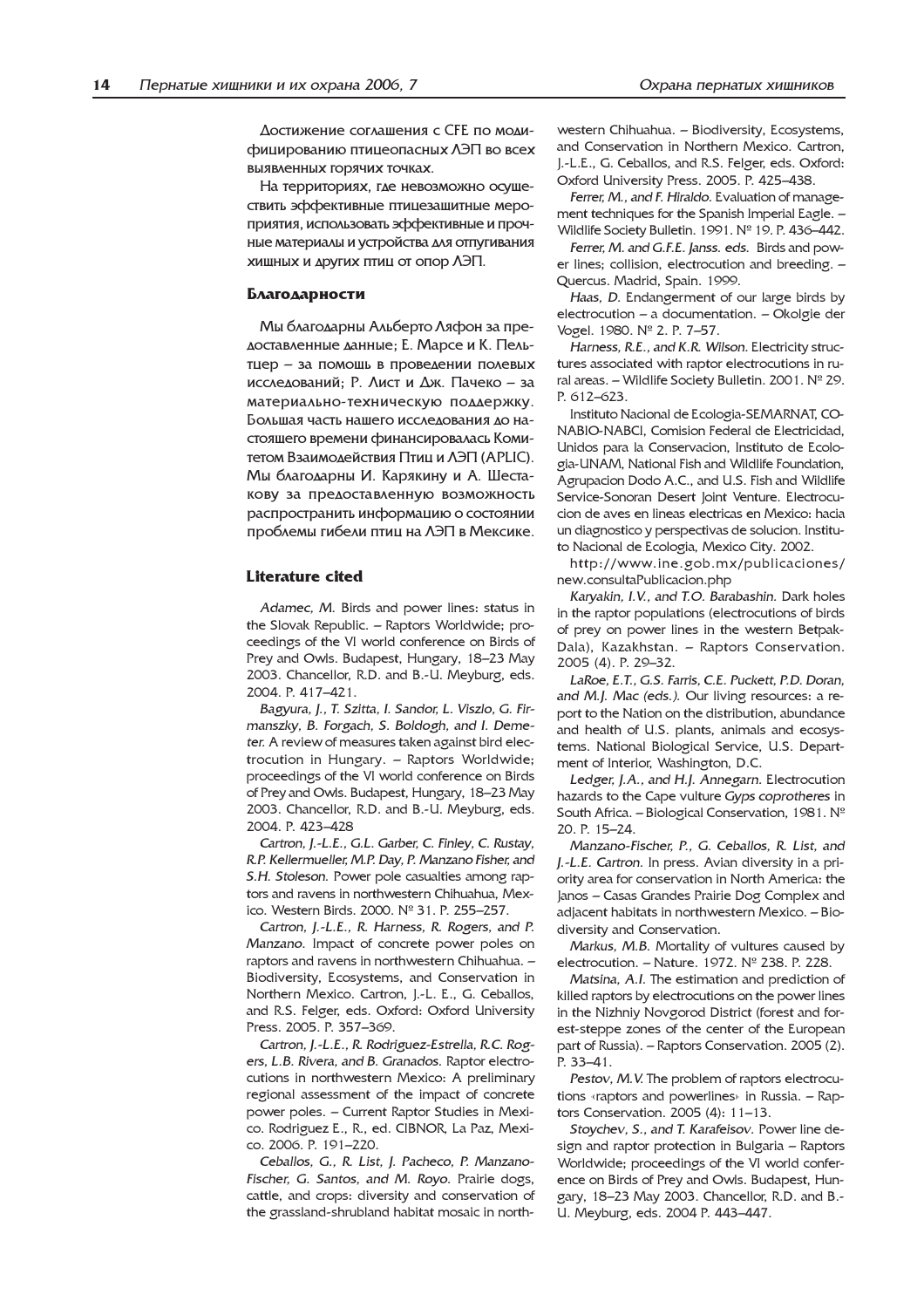Достижение соглашения с CFE по модифицированию птицеопасных ЛЭП во всех выявленных горячих точках.

На территориях, где невозможно осуществить эффективные птицезащитные мероприятия, использовать эффективные и прочные материалы и устройства для отпугивания хищных и других птиц от опор ЛЭП.

## Благодарности

Мы благодарны Альберто Ляфон за предоставленные данные; Е. Марсе и К. Пельтцер – за помощь в проведении полевых исследований; Р. Лист и Дж. Пачеко – за материально-техническую поддержку. Большая часть нашего исследования до настоящего времени финансировалась Комитетом Взаимодействия Птиц и ЛЭП (APLIC). Мы благодарны И. Карякину и А. Шестакову за предоставленную возможность распространить информацию о состоянии проблемы гибели птиц на ЛЭП в Мексике.

## Literature cited

*Adamec, M.* Birds and power lines: status in the Slovak Republic. – Raptors Worldwide; proceedings of the VI world conference on Birds of Prey and Owls. Budapest, Hungary, 18–23 May 2003. Chancellor, R.D. and B.-U. Meyburg, eds. 2004. P. 417–421.

*Bagyura, J., T. Szitta, I. Sandor, L. Viszlo, G. Firmanszky, B. Forgach, S. Boldogh, and I. Demeter.* A review of measures taken against bird electrocution in Hungary. – Raptors Worldwide; proceedings of the VI world conference on Birds of Prey and Owls. Budapest, Hungary, 18–23 May 2003. Chancellor, R.D. and B.-U. Meyburg, eds. 2004. P. 423–428

*Cartron, J.-L.E., G.L. Garber, C. Finley, C. Rustay, R.P. Kellermueller, M.P. Day, P. Manzano Fisher, and S.H. Stoleson.* Power pole casualties among raptors and ravens in northwestern Chihuahua, Mexico. Western Birds. 2000. № 31. P. 255–257.

*Cartron, J.-L.E., R. Harness, R. Rogers, and P. Manzano.* Impact of concrete power poles on raptors and ravens in northwestern Chihuahua. – Biodiversity, Ecosystems, and Conservation in Northern Mexico. Cartron, J.-L. E., G. Ceballos, and R.S. Felger, eds. Oxford: Oxford University Press. 2005. P. 357–369.

*Cartron, J.-L.E., R. Rodriguez-Estrella, R.C. Rogers, L.B. Rivera, and B. Granados.* Raptor electrocutions in northwestern Mexico: A preliminary regional assessment of the impact of concrete power poles. – Current Raptor Studies in Mexico. Rodriguez E., R., ed. CIBNOR, La Paz, Mexico. 2006. P. 191–220.

*Ceballos, G., R. List, J. Pacheco, P. Manzano-Fischer, G. Santos, and M. Royo.* Prairie dogs, cattle, and crops: diversity and conservation of the grassland-shrubland habitat mosaic in northwestern Chihuahua. – Biodiversity, Ecosystems, and Conservation in Northern Mexico. Cartron, J.-L.E., G. Ceballos, and R.S. Felger, eds. Oxford: Oxford University Press. 2005. P. 425–438.

*Ferrer, M., and F. Hiraldo.* Evaluation of management techniques for the Spanish Imperial Eagle. – Wildlife Society Bulletin. 1991. № 19. P. 436–442.

*Ferrer, M. and G.F.E. Janss. eds.* Birds and power lines; collision, electrocution and breeding. – Quercus. Madrid, Spain. 1999.

*Haas, D.* Endangerment of our large birds by electrocution – a documentation. – Okolgie der Vogel. 1980. № 2. P. 7–57.

*Harness, R.E., and K.R. Wilson.* Electricity structures associated with raptor electrocutions in rural areas. – Wildlife Society Bulletin. 2001. № 29. P. 612–623.

Instituto Nacional de Ecologia-SEMARNAT, CONABIO-NABCI, Comision Federal de Electricidad, Unidos para la Conservacion, Instituto de Ecologia-UNAM, National Fish and Wildlife Foundation, Agrupacion Dodo A.C., and U.S. Fish and Wildlife Service-Sonoran Desert Joint Venture. Electrocucion de aves en lineas electricas en Mexico: hacia un diagnostico y perspectivas de solucion. Instituto Nacional de Ecologia, Mexico City. 2002.

http://www.ine.gob.mx/publicaciones/new.consultaPublicacion.php

*Karyakin, I.V., and T.O. Barabashin.* Dark holes in the raptor populations (electrocutions of birds of prey on power lines in the western Betpak-Dala), Kazakhstan. – Raptors Conservation. 2005 (4). P. 29–32.

*LaRoe, E.T., G.S. Farris, C.E. Puckett, P.D. Doran, and M.J. Mac (eds.).* Our living resources: a report to the Nation on the distribution, abundance and health of U.S. plants, animals and ecosystems. National Biological Service, U.S. Department of Interior, Washington, D.C.

*Ledger, J.A., and H.J. Annegarn.* Electrocution hazards to the Cape vulture *Gyps coprotheres* in South Africa. – Biological Conservation, 1981. № 20. P. 15–24.

*Manzano-Fischer, P., G. Ceballos, R. List, and J.-L.E. Cartron.* In press. Avian diversity in a priority area for conservation in North America: the Janos – Casas Grandes Prairie Dog Complex and adjacent habitats in northwestern Mexico. – Biodiversity and Conservation.

*Markus, M.B.* Mortality of vultures caused by electrocution. – Nature. 1972. № 238. P. 228.

*Matsina, A.I.* The estimation and prediction of killed raptors by electrocutions on the power lines in the Nizhniy Novgorod District (forest and forest-steppe zones of the center of the European part of Russia). – Raptors Conservation. 2005 (2). P. 33–41.

*Pestov, M.V.* The problem of raptors electrocutions ‹raptors and powerlines› in Russia. – Raptors Conservation. 2005 (4): 11–13.

*Stoychev, S., and T. Karafeisov.* Power line design and raptor protection in Bulgaria – Raptors Worldwide; proceedings of the VI world conference on Birds of Prey and Owls. Budapest, Hungary, 18–23 May 2003. Chancellor, R.D. and B.-U. Meyburg, eds. 2004 P. 443–447.